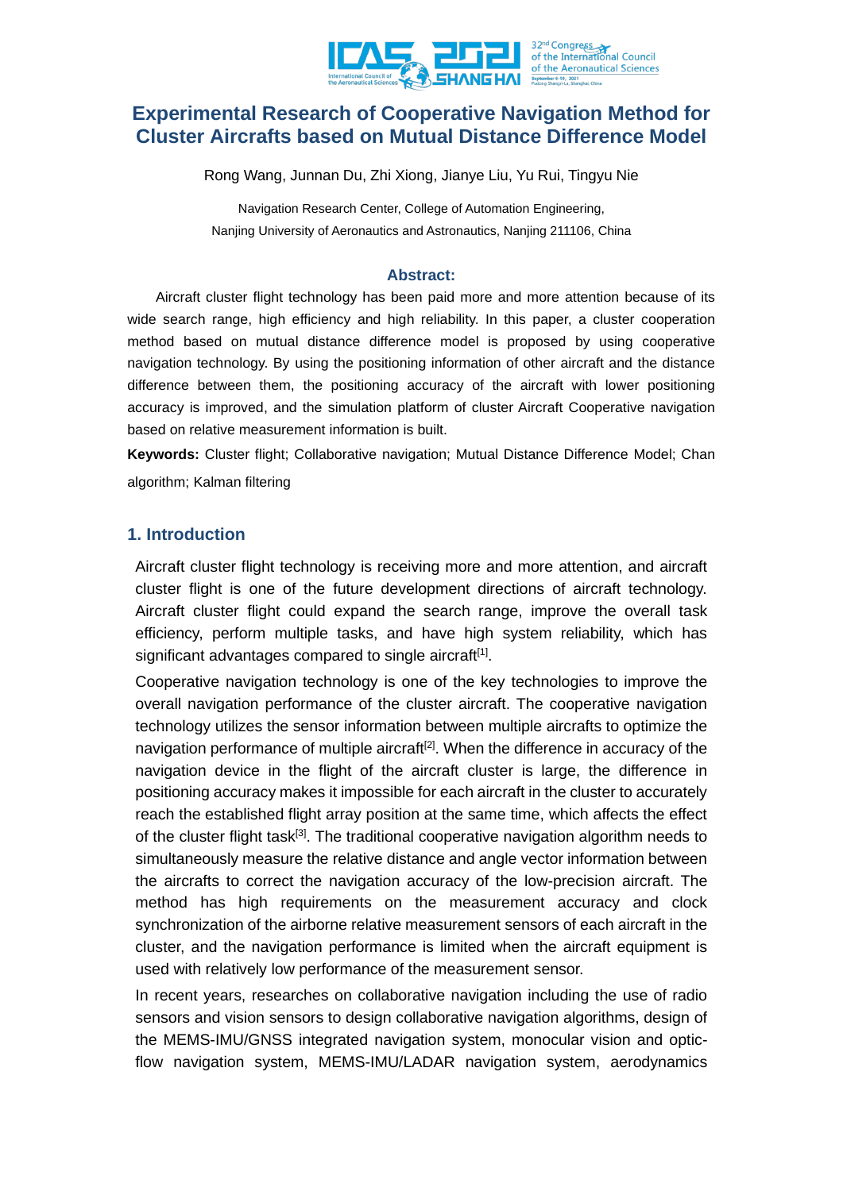# Experimental Research of Cooperative Navigation Method for Cluster Aircrafts based on Mutual Distance Difference Model

Rong Wang, Junnan Du, Zhi Xiong, Jianye Liu, Yu Rui, Tingyu Nie

Navigation Research Center, College of Automation Engineering,
Nanjing University of Aeronautics and Astronautics, Nanjing 211106, China

## Abstract:

Aircraft cluster flight technology has been paid more and more attention because of its wide search range, high efficiency and high reliability. In this paper, a cluster cooperation method based on mutual distance difference model is proposed by using cooperative navigation technology. By using the positioning information of other aircraft and the distance difference between them, the positioning accuracy of the aircraft with lower positioning accuracy is improved, and the simulation platform of cluster Aircraft Cooperative navigation based on relative measurement information is built.

**Keywords:** Cluster flight; Collaborative navigation; Mutual Distance Difference Model; Chan algorithm; Kalman filtering

## 1. Introduction

Aircraft cluster flight technology is receiving more and more attention, and aircraft cluster flight is one of the future development directions of aircraft technology. Aircraft cluster flight could expand the search range, improve the overall task efficiency, perform multiple tasks, and have high system reliability, which has significant advantages compared to single aircraft[1].

Cooperative navigation technology is one of the key technologies to improve the overall navigation performance of the cluster aircraft. The cooperative navigation technology utilizes the sensor information between multiple aircrafts to optimize the navigation performance of multiple aircraft[2]. When the difference in accuracy of the navigation device in the flight of the aircraft cluster is large, the difference in positioning accuracy makes it impossible for each aircraft in the cluster to accurately reach the established flight array position at the same time, which affects the effect of the cluster flight task[3]. The traditional cooperative navigation algorithm needs to simultaneously measure the relative distance and angle vector information between the aircrafts to correct the navigation accuracy of the low-precision aircraft. The method has high requirements on the measurement accuracy and clock synchronization of the airborne relative measurement sensors of each aircraft in the cluster, and the navigation performance is limited when the aircraft equipment is used with relatively low performance of the measurement sensor.

In recent years, researches on collaborative navigation including the use of radio sensors and vision sensors to design collaborative navigation algorithms, design of the MEMS-IMU/GNSS integrated navigation system, monocular vision and optic-flow navigation system, MEMS-IMU/LADAR navigation system, aerodynamics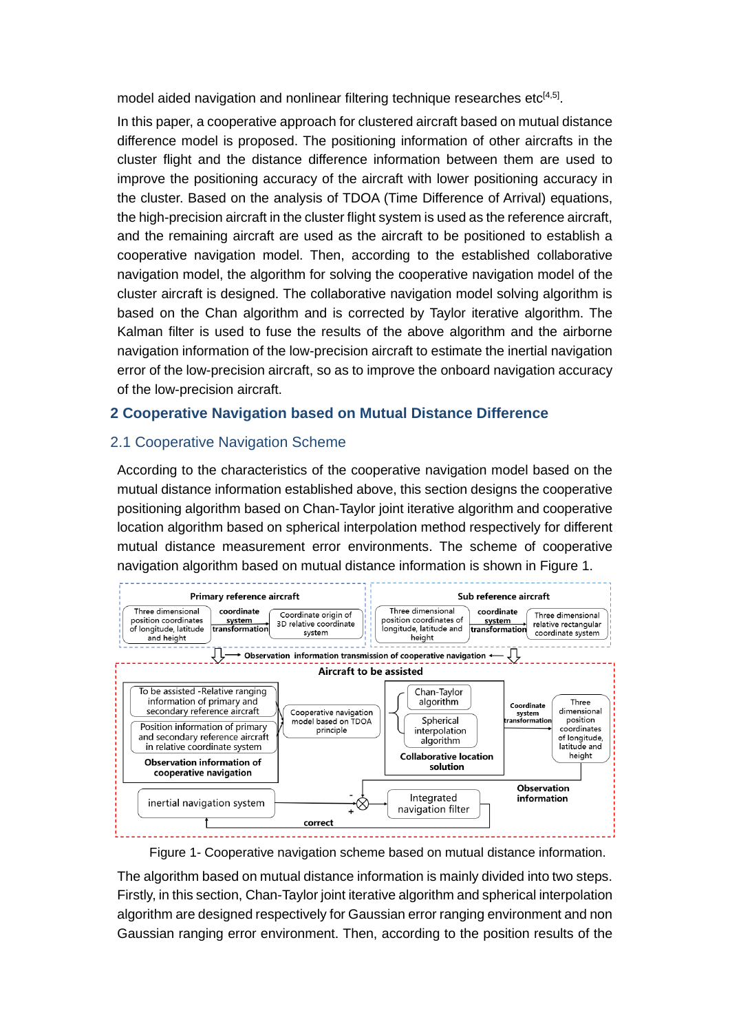model aided navigation and nonlinear filtering technique researches etc[4,5].

In this paper, a cooperative approach for clustered aircraft based on mutual distance difference model is proposed. The positioning information of other aircrafts in the cluster flight and the distance difference information between them are used to improve the positioning accuracy of the aircraft with lower positioning accuracy in the cluster. Based on the analysis of TDOA (Time Difference of Arrival) equations, the high-precision aircraft in the cluster flight system is used as the reference aircraft, and the remaining aircraft are used as the aircraft to be positioned to establish a cooperative navigation model. Then, according to the established collaborative navigation model, the algorithm for solving the cooperative navigation model of the cluster aircraft is designed. The collaborative navigation model solving algorithm is based on the Chan algorithm and is corrected by Taylor iterative algorithm. The Kalman filter is used to fuse the results of the above algorithm and the airborne navigation information of the low-precision aircraft to estimate the inertial navigation error of the low-precision aircraft, so as to improve the onboard navigation accuracy of the low-precision aircraft.

## 2 Cooperative Navigation based on Mutual Distance Difference

### 2.1 Cooperative Navigation Scheme

According to the characteristics of the cooperative navigation model based on the mutual distance information established above, this section designs the cooperative positioning algorithm based on Chan-Taylor joint iterative algorithm and cooperative location algorithm based on spherical interpolation method respectively for different mutual distance measurement error environments. The scheme of cooperative navigation algorithm based on mutual distance information is shown in Figure 1.

Primary reference aircraft: Three dimensional position coordinates of longitude, latitude and height → coordinate system transformation → Coordinate origin of 3D relative coordinate system

Sub reference aircraft: Three dimensional position coordinates of longitude, latitude and height → coordinate system transformation → Three dimensional relative rectangular coordinate system

Observation information transmission of cooperative navigation

Aircraft to be assisted: To be assisted -Relative ranging information of primary and secondary reference aircraft; Position information of primary and secondary reference aircraft in relative coordinate system; Observation information of cooperative navigation → Cooperative navigation model based on TDOA principle → Chan-Taylor algorithm / Spherical interpolation algorithm; Collaborative location solution → Coordinate system transformation → Three dimensional position coordinates of longitude, latitude and height → Observation information → Integrated navigation filter; inertial navigation system; correct

Figure 1- Cooperative navigation scheme based on mutual distance information.

The algorithm based on mutual distance information is mainly divided into two steps. Firstly, in this section, Chan-Taylor joint iterative algorithm and spherical interpolation algorithm are designed respectively for Gaussian error ranging environment and non Gaussian ranging error environment. Then, according to the position results of the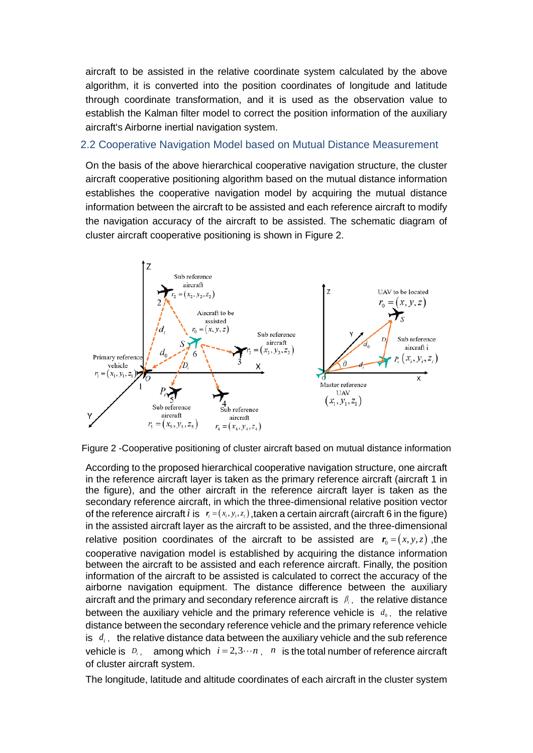aircraft to be assisted in the relative coordinate system calculated by the above algorithm, it is converted into the position coordinates of longitude and latitude through coordinate transformation, and it is used as the observation value to establish the Kalman filter model to correct the position information of the auxiliary aircraft's Airborne inertial navigation system.

## 2.2 Cooperative Navigation Model based on Mutual Distance Measurement

On the basis of the above hierarchical cooperative navigation structure, the cluster aircraft cooperative positioning algorithm based on the mutual distance information establishes the cooperative navigation model by acquiring the mutual distance information between the aircraft to be assisted and each reference aircraft to modify the navigation accuracy of the aircraft to be assisted. The schematic diagram of cluster aircraft cooperative positioning is shown in Figure 2.

Z
Sub reference aircraft
$r_2 = (x_2, y_2, z_2)$
2
Aircraft to be assisted
$r_0 = (x, y, z)$
$d_i$
$S$
$d_0$
6
Sub reference aircraft
$r_3 = (x_3, y_3, z_3)$
3
Primary reference vehicle
$r_1 = (x_1, y_1, z_1)$
$D_i$
X
$O$
1
$P_i$
5
4
Sub reference aircraft
$r_5 = (x_5, y_5, z_5)$
Sub reference aircraft
$r_4 = (x_4, y_4, z_4)$
Y

Z
UAV to be located
$r_0 = (x, y, z)$
$S$
Y
$D_i$
Sub reference aircraft i
$d_0$
$P_i\ (x_i, y_i, z_i)$
$\partial$
$d_i$
X
$O$
Master reference UAV
$(x_1, y_1, z_1)$

Figure 2 -Cooperative positioning of cluster aircraft based on mutual distance information

According to the proposed hierarchical cooperative navigation structure, one aircraft in the reference aircraft layer is taken as the primary reference aircraft (aircraft 1 in the figure), and the other aircraft in the reference aircraft layer is taken as the secondary reference aircraft, in which the three-dimensional relative position vector of the reference aircraft $i$ is $r_i = (x_i, y_i, z_i)$ ,taken a certain aircraft (aircraft 6 in the figure) in the assisted aircraft layer as the aircraft to be assisted, and the three-dimensional relative position coordinates of the aircraft to be assisted are $\mathbf{r}_0 = (x, y, z)$ ,the cooperative navigation model is established by acquiring the distance information between the aircraft to be assisted and each reference aircraft. Finally, the position information of the aircraft to be assisted is calculated to correct the accuracy of the airborne navigation equipment. The distance difference between the auxiliary aircraft and the primary and secondary reference aircraft is $\beta_i$ , the relative distance between the auxiliary vehicle and the primary reference vehicle is $d_0$ , the relative distance between the secondary reference vehicle and the primary reference vehicle is $d_i$ , the relative distance data between the auxiliary vehicle and the sub reference vehicle is $D_i$ , among which $i = 2, 3 \cdots n$ , $n$ is the total number of reference aircraft of cluster aircraft system.

The longitude, latitude and altitude coordinates of each aircraft in the cluster system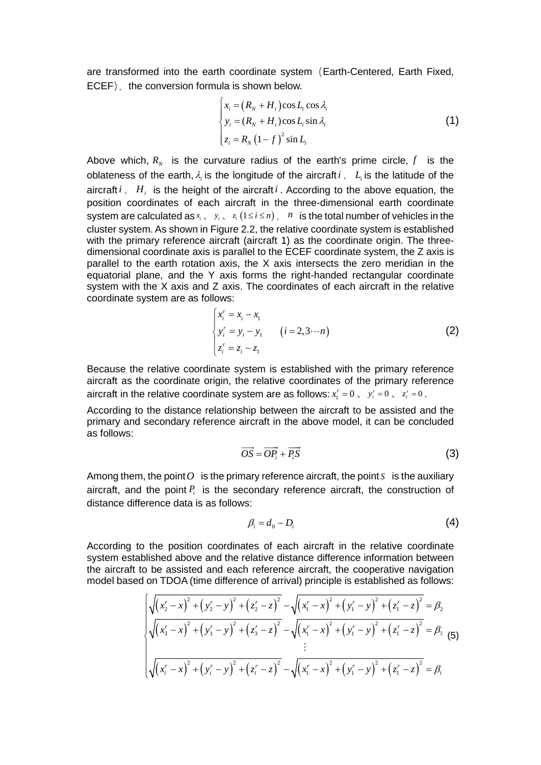are transformed into the earth coordinate system（Earth-Centered, Earth Fixed, ECEF）, the conversion formula is shown below.

$$\begin{cases} x_i = \left(R_N + H_i\right)\cos L_i \cos \lambda_i \\ y_i = (R_N + H_i)\cos L_i \sin \lambda_i \\ z_i = R_N\left(1 - f\right)^2 \sin L_i \end{cases} \tag{1}$$

Above which, $R_N$ is the curvature radius of the earth's prime circle, $f$ is the oblateness of the earth, $\lambda_i$ is the longitude of the aircraft $i$， $L_i$ is the latitude of the aircraft $i$， $H_i$ is the height of the aircraft $i$. According to the above equation, the position coordinates of each aircraft in the three-dimensional earth coordinate system are calculated as $x_i$、 $y_i$、 $z_i$ $\left(1 \le i \le n\right)$， $n$ is the total number of vehicles in the cluster system. As shown in Figure 2.2, the relative coordinate system is established with the primary reference aircraft (aircraft 1) as the coordinate origin. The three-dimensional coordinate axis is parallel to the ECEF coordinate system, the Z axis is parallel to the earth rotation axis, the X axis intersects the zero meridian in the equatorial plane, and the Y axis forms the right-handed rectangular coordinate system with the X axis and Z axis. The coordinates of each aircraft in the relative coordinate system are as follows:

$$\begin{cases} x_i^r = x_i - x_1 \\ y_i^r = y_i - y_1 \qquad \left(i = 2, 3 \cdots n\right) \\ z_i^r = z_i - z_1 \end{cases} \tag{2}$$

Because the relative coordinate system is established with the primary reference aircraft as the coordinate origin, the relative coordinates of the primary reference aircraft in the relative coordinate system are as follows: $x_1^r = 0$、 $y_i^r = 0$、 $z_i^r = 0$.

According to the distance relationship between the aircraft to be assisted and the primary and secondary reference aircraft in the above model, it can be concluded as follows:

$$\overrightarrow{OS} = \overrightarrow{OP_i} + \overrightarrow{P_iS} \tag{3}$$

Among them, the point $O$ is the primary reference aircraft, the point $S$ is the auxiliary aircraft, and the point $P_i$ is the secondary reference aircraft, the construction of distance difference data is as follows:

$$\beta_i = d_0 - D_i \tag{4}$$

According to the position coordinates of each aircraft in the relative coordinate system established above and the relative distance difference information between the aircraft to be assisted and each reference aircraft, the cooperative navigation model based on TDOA (time difference of arrival) principle is established as follows:

$$\begin{cases} \sqrt{\left(x_2^r - x\right)^2 + \left(y_2^r - y\right)^2 + \left(z_2^r - z\right)^2} - \sqrt{\left(x_1^r - x\right)^2 + \left(y_1^r - y\right)^2 + \left(z_1^r - z\right)^2} = \beta_2 \\ \sqrt{\left(x_3^r - x\right)^2 + \left(y_3^r - y\right)^2 + \left(z_3^r - z\right)^2} - \sqrt{\left(x_1^r - x\right)^2 + \left(y_1^r - y\right)^2 + \left(z_1^r - z\right)^2} = \beta_3 \\ \vdots \\ \sqrt{\left(x_i^r - x\right)^2 + \left(y_i^r - y\right)^2 + \left(z_i^r - z\right)^2} - \sqrt{\left(x_1^r - x\right)^2 + \left(y_1^r - y\right)^2 + \left(z_1^r - z\right)^2} = \beta_i \end{cases} \tag{5}$$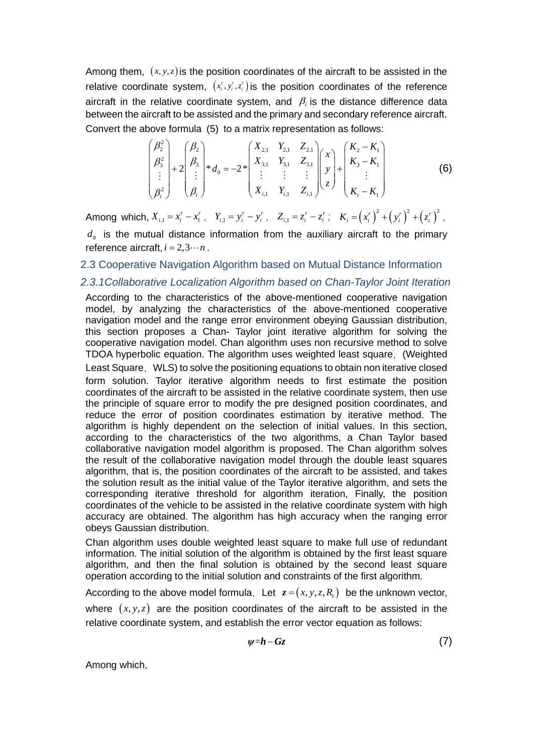Among them, $(x,y,z)$ is the position coordinates of the aircraft to be assisted in the relative coordinate system, $(x_i^r,y_i^r,z_i^r)$ is the position coordinates of the reference aircraft in the relative coordinate system, and $\beta_i$ is the distance difference data between the aircraft to be assisted and the primary and secondary reference aircraft. Convert the above formula (5) to a matrix representation as follows:

$$\begin{pmatrix} \beta_2^2 \\ \beta_3^2 \\ \vdots \\ \beta_i^2 \end{pmatrix} + 2\begin{pmatrix} \beta_2 \\ \beta_3 \\ \vdots \\ \beta_i \end{pmatrix} * d_0 = -2 * \begin{pmatrix} X_{2,1} & Y_{2,1} & Z_{2,1} \\ X_{3,1} & Y_{3,1} & Z_{3,1} \\ \vdots & \vdots & \vdots \\ X_{i,1} & Y_{i,1} & Z_{i,1} \end{pmatrix} \begin{pmatrix} x \\ y \\ z \end{pmatrix} + \begin{pmatrix} K_2 - K_1 \\ K_3 - K_1 \\ \vdots \\ K_i - K_1 \end{pmatrix} \tag{6}$$

Among which, $X_{i,1} = x_i^r - x_1^r$, $Y_{i,1} = y_i^r - y_1^r$, $Z_{i,1} = z_i^r - z_i^r$; $K_i = (x_i^r)^2 + (y_i^r)^2 + (z_i^r)^2$, $d_0$ is the mutual distance information from the auxiliary aircraft to the primary reference aircraft, $i = 2,3 \cdots n$.

## 2.3 Cooperative Navigation Algorithm based on Mutual Distance Information

### *2.3.1Collaborative Localization Algorithm based on Chan-Taylor Joint Iteration*

According to the characteristics of the above-mentioned cooperative navigation model, by analyzing the characteristics of the above-mentioned cooperative navigation model and the range error environment obeying Gaussian distribution, this section proposes a Chan- Taylor joint iterative algorithm for solving the cooperative navigation model. Chan algorithm uses non recursive method to solve TDOA hyperbolic equation. The algorithm uses weighted least square，(Weighted Least Square，WLS) to solve the positioning equations to obtain non iterative closed form solution. Taylor iterative algorithm needs to first estimate the position coordinates of the aircraft to be assisted in the relative coordinate system, then use the principle of square error to modify the pre designed position coordinates, and reduce the error of position coordinates estimation by iterative method. The algorithm is highly dependent on the selection of initial values. In this section, according to the characteristics of the two algorithms, a Chan Taylor based collaborative navigation model algorithm is proposed. The Chan algorithm solves the result of the collaborative navigation model through the double least squares algorithm, that is, the position coordinates of the aircraft to be assisted, and takes the solution result as the initial value of the Taylor iterative algorithm, and sets the corresponding iterative threshold for algorithm iteration, Finally, the position coordinates of the vehicle to be assisted in the relative coordinate system with high accuracy are obtained. The algorithm has high accuracy when the ranging error obeys Gaussian distribution.

Chan algorithm uses double weighted least square to make full use of redundant information. The initial solution of the algorithm is obtained by the first least square algorithm, and then the final solution is obtained by the second least square operation according to the initial solution and constraints of the first algorithm.

According to the above model formula，Let $\boldsymbol{z} = (x,y,z,R_1)$ be the unknown vector, where $(x,y,z)$ are the position coordinates of the aircraft to be assisted in the relative coordinate system, and establish the error vector equation as follows:

$$\boldsymbol{\psi} = \boldsymbol{h} - \boldsymbol{G}\boldsymbol{z} \tag{7}$$

Among which,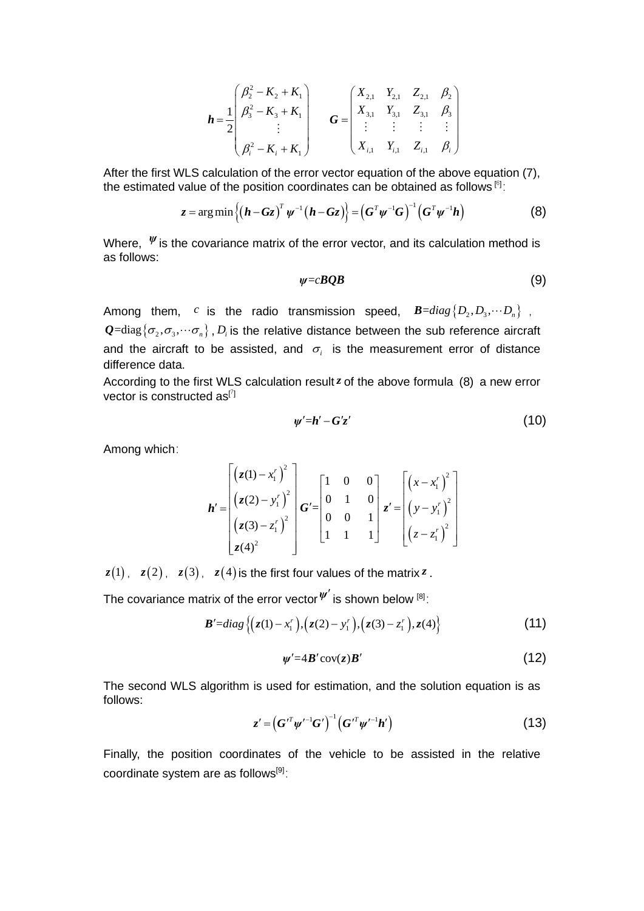$$
\boldsymbol{h}=\frac{1}{2}\begin{pmatrix}\beta_2^2-K_2+K_1\\ \beta_3^2-K_3+K_1\\ \vdots\\ \beta_i^2-K_i+K_1\end{pmatrix}\qquad \boldsymbol{G}=\begin{pmatrix}X_{2,1} & Y_{2,1} & Z_{2,1} & \beta_2\\ X_{3,1} & Y_{3,1} & Z_{3,1} & \beta_3\\ \vdots & \vdots & \vdots & \vdots\\ X_{i,1} & Y_{i,1} & Z_{i,1} & \beta_i\end{pmatrix}
$$

After the first WLS calculation of the error vector equation of the above equation (7), the estimated value of the position coordinates can be obtained as follows [6]:

$$
\boldsymbol{z}=\arg\min\left\{(\boldsymbol{h}-\boldsymbol{G}\boldsymbol{z})^T\boldsymbol{\psi}^{-1}(\boldsymbol{h}-\boldsymbol{G}\boldsymbol{z})\right\}=\left(\boldsymbol{G}^T\boldsymbol{\psi}^{-1}\boldsymbol{G}\right)^{-1}\left(\boldsymbol{G}^T\boldsymbol{\psi}^{-1}\boldsymbol{h}\right) \tag{8}
$$

Where, $\boldsymbol{\psi}$ is the covariance matrix of the error vector, and its calculation method is as follows:

$$
\boldsymbol{\psi}=c\boldsymbol{BQB} \tag{9}
$$

Among them, $c$ is the radio transmission speed, $\boldsymbol{B}=diag\{D_2,D_3,\cdots D_n\}$, $\boldsymbol{Q}=\mathrm{diag}\{\sigma_2,\sigma_3,\cdots\sigma_n\}$, $D_i$ is the relative distance between the sub reference aircraft and the aircraft to be assisted, and $\sigma_i$ is the measurement error of distance difference data.

According to the first WLS calculation result $\boldsymbol{z}$ of the above formula (8) a new error vector is constructed as[7]

$$
\boldsymbol{\psi}'=\boldsymbol{h}'-\boldsymbol{G}'\boldsymbol{z}' \tag{10}
$$

Among which:

$$
\boldsymbol{h}'=\begin{bmatrix}\left(\boldsymbol{z}(1)-x_1^r\right)^2\\ \left(\boldsymbol{z}(2)-y_1^r\right)^2\\ \left(\boldsymbol{z}(3)-z_1^r\right)^2\\ \boldsymbol{z}(4)^2\end{bmatrix}\ \boldsymbol{G}'=\begin{bmatrix}1&0&0\\0&1&0\\0&0&1\\1&1&1\end{bmatrix}\ \boldsymbol{z}'=\begin{bmatrix}\left(x-x_1^r\right)^2\\ \left(y-y_1^r\right)^2\\ \left(z-z_1^r\right)^2\end{bmatrix}
$$

$\boldsymbol{z}(1)$, $\boldsymbol{z}(2)$, $\boldsymbol{z}(3)$, $\boldsymbol{z}(4)$ is the first four values of the matrix $\boldsymbol{z}$.

The covariance matrix of the error vector $\boldsymbol{\psi}'$ is shown below [8]:

$$
\boldsymbol{B}'=diag\left\{\left(\boldsymbol{z}(1)-x_1^r\right),\left(\boldsymbol{z}(2)-y_1^r\right),\left(\boldsymbol{z}(3)-z_1^r\right),\boldsymbol{z}(4)\right\} \tag{11}
$$

$$
\boldsymbol{\psi}'=4\boldsymbol{B}'\mathrm{cov}(\boldsymbol{z})\boldsymbol{B}' \tag{12}
$$

The second WLS algorithm is used for estimation, and the solution equation is as follows:

$$
\boldsymbol{z}'=\left(\boldsymbol{G}'^T\boldsymbol{\psi}'^{-1}\boldsymbol{G}'\right)^{-1}\left(\boldsymbol{G}'^T\boldsymbol{\psi}'^{-1}\boldsymbol{h}'\right) \tag{13}
$$

Finally, the position coordinates of the vehicle to be assisted in the relative coordinate system are as follows[9]: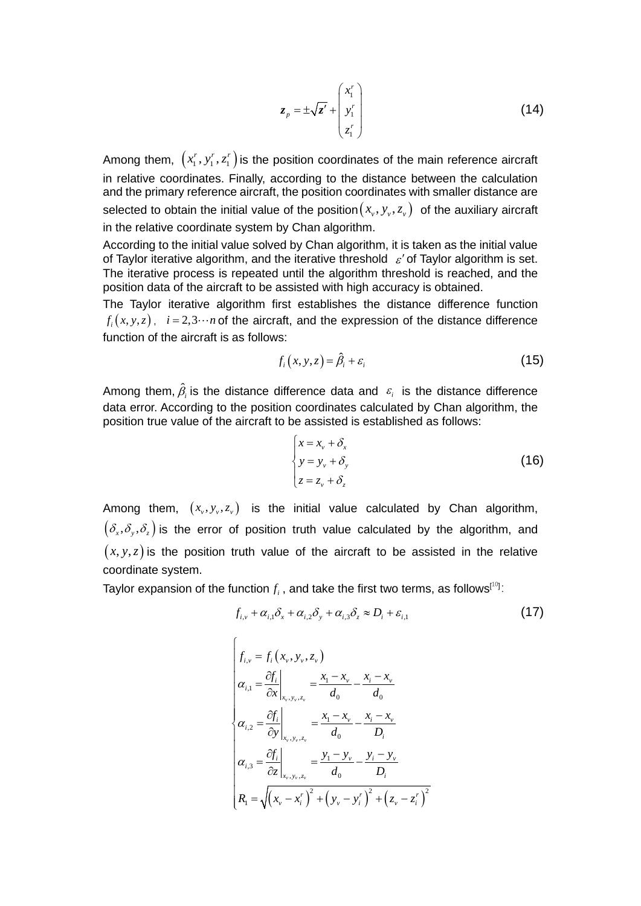$$
\boldsymbol{z}_p = \pm\sqrt{\boldsymbol{z}'} + \begin{pmatrix} x_1^r \\ y_1^r \\ z_1^r \end{pmatrix} \tag{14}
$$

Among them, $\left(x_1^r, y_1^r, z_1^r\right)$ is the position coordinates of the main reference aircraft in relative coordinates. Finally, according to the distance between the calculation and the primary reference aircraft, the position coordinates with smaller distance are selected to obtain the initial value of the position $\left(x_v, y_v, z_v\right)$ of the auxiliary aircraft in the relative coordinate system by Chan algorithm.

According to the initial value solved by Chan algorithm, it is taken as the initial value of Taylor iterative algorithm, and the iterative threshold $\varepsilon'$ of Taylor algorithm is set. The iterative process is repeated until the algorithm threshold is reached, and the position data of the aircraft to be assisted with high accuracy is obtained.

The Taylor iterative algorithm first establishes the distance difference function $f_i\left(x, y, z\right)$, $i = 2,3\cdots n$ of the aircraft, and the expression of the distance difference function of the aircraft is as follows:

$$
f_i\left(x, y, z\right) = \hat{\beta}_i + \varepsilon_i \tag{15}
$$

Among them, $\hat{\beta}_i$ is the distance difference data and $\varepsilon_i$ is the distance difference data error. According to the position coordinates calculated by Chan algorithm, the position true value of the aircraft to be assisted is established as follows:

$$
\begin{cases} x = x_v + \delta_x \\ y = y_v + \delta_y \\ z = z_v + \delta_z \end{cases} \tag{16}
$$

Among them, $\left(x_v, y_v, z_v\right)$ is the initial value calculated by Chan algorithm, $\left(\delta_x, \delta_y, \delta_z\right)$ is the error of position truth value calculated by the algorithm, and $\left(x, y, z\right)$ is the position truth value of the aircraft to be assisted in the relative coordinate system.

Taylor expansion of the function $f_i$, and take the first two terms, as follows[10]:

$$
f_{i,v} + \alpha_{i,1}\delta_x + \alpha_{i,2}\delta_y + \alpha_{i,3}\delta_z \approx D_i + \varepsilon_{i,1} \tag{17}
$$

$$
\begin{cases} f_{i,v} = f_i\left(x_v, y_v, z_v\right) \\ \alpha_{i,1} = \left.\dfrac{\partial f_i}{\partial x}\right|_{x_v, y_v, z_v} = \dfrac{x_1 - x_v}{d_0} - \dfrac{x_i - x_v}{d_0} \\ \alpha_{i,2} = \left.\dfrac{\partial f_i}{\partial y}\right|_{x_v, y_v, z_v} = \dfrac{x_1 - x_v}{d_0} - \dfrac{x_i - x_v}{D_i} \\ \alpha_{i,3} = \left.\dfrac{\partial f_i}{\partial z}\right|_{x_v, y_v, z_v} = \dfrac{y_1 - y_v}{d_0} - \dfrac{y_i - y_v}{D_i} \\ R_1 = \sqrt{\left(x_v - x_i^r\right)^2 + \left(y_v - y_i^r\right)^2 + \left(z_v - z_i^r\right)^2} \end{cases}
$$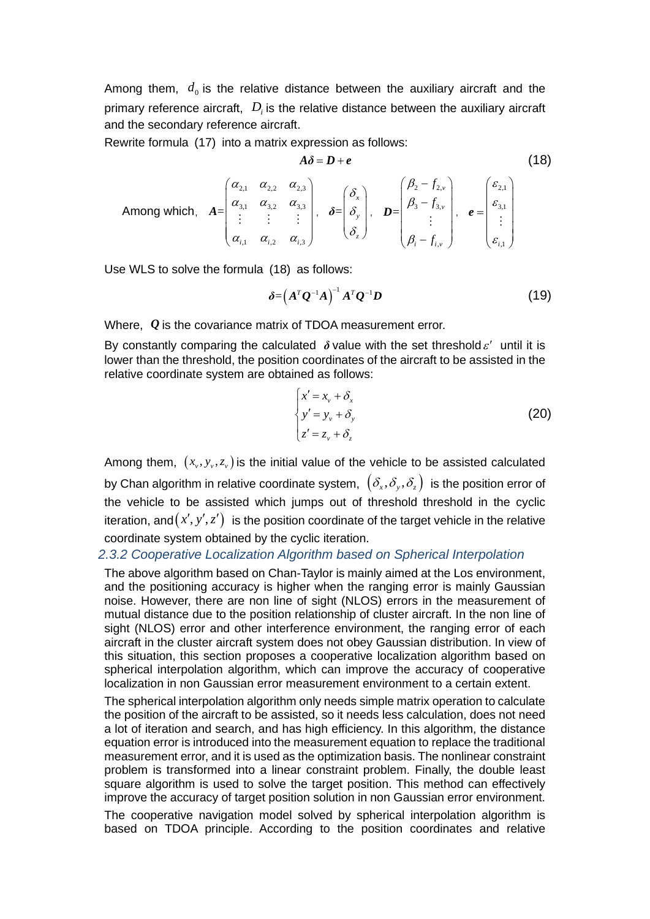Among them, $d_0$ is the relative distance between the auxiliary aircraft and the primary reference aircraft, $D_i$ is the relative distance between the auxiliary aircraft and the secondary reference aircraft.

Rewrite formula (17) into a matrix expression as follows:

$$\boldsymbol{A\delta} = \boldsymbol{D} + \boldsymbol{e} \tag{18}$$

Among which, $\boldsymbol{A}=\begin{pmatrix} \alpha_{2,1} & \alpha_{2,2} & \alpha_{2,3} \\ \alpha_{3,1} & \alpha_{3,2} & \alpha_{3,3} \\ \vdots & \vdots & \vdots \\ \alpha_{i,1} & \alpha_{i,2} & \alpha_{i,3} \end{pmatrix}$, $\boldsymbol{\delta}=\begin{pmatrix} \delta_x \\ \delta_y \\ \delta_z \end{pmatrix}$, $\boldsymbol{D}=\begin{pmatrix} \beta_2 - f_{2,v} \\ \beta_3 - f_{3,v} \\ \vdots \\ \beta_i - f_{i,v} \end{pmatrix}$, $\boldsymbol{e}=\begin{pmatrix} \varepsilon_{2,1} \\ \varepsilon_{3,1} \\ \vdots \\ \varepsilon_{i,1} \end{pmatrix}$

Use WLS to solve the formula (18) as follows:

$$\boldsymbol{\delta}=\left(\boldsymbol{A}^T\boldsymbol{Q}^{-1}\boldsymbol{A}\right)^{-1}\boldsymbol{A}^T\boldsymbol{Q}^{-1}\boldsymbol{D} \tag{19}$$

Where, $\boldsymbol{Q}$ is the covariance matrix of TDOA measurement error.

By constantly comparing the calculated $\boldsymbol{\delta}$ value with the set threshold $\varepsilon'$ until it is lower than the threshold, the position coordinates of the aircraft to be assisted in the relative coordinate system are obtained as follows:

$$\begin{cases} x' = x_v + \delta_x \\ y' = y_v + \delta_y \\ z' = z_v + \delta_z \end{cases} \tag{20}$$

Among them, $(x_v, y_v, z_v)$ is the initial value of the vehicle to be assisted calculated by Chan algorithm in relative coordinate system, $(\delta_x, \delta_y, \delta_z)$ is the position error of the vehicle to be assisted which jumps out of threshold threshold in the cyclic iteration, and $(x', y', z')$ is the position coordinate of the target vehicle in the relative coordinate system obtained by the cyclic iteration.

### *2.3.2 Cooperative Localization Algorithm based on Spherical Interpolation*

The above algorithm based on Chan-Taylor is mainly aimed at the Los environment, and the positioning accuracy is higher when the ranging error is mainly Gaussian noise. However, there are non line of sight (NLOS) errors in the measurement of mutual distance due to the position relationship of cluster aircraft. In the non line of sight (NLOS) error and other interference environment, the ranging error of each aircraft in the cluster aircraft system does not obey Gaussian distribution. In view of this situation, this section proposes a cooperative localization algorithm based on spherical interpolation algorithm, which can improve the accuracy of cooperative localization in non Gaussian error measurement environment to a certain extent.

The spherical interpolation algorithm only needs simple matrix operation to calculate the position of the aircraft to be assisted, so it needs less calculation, does not need a lot of iteration and search, and has high efficiency. In this algorithm, the distance equation error is introduced into the measurement equation to replace the traditional measurement error, and it is used as the optimization basis. The nonlinear constraint problem is transformed into a linear constraint problem. Finally, the double least square algorithm is used to solve the target position. This method can effectively improve the accuracy of target position solution in non Gaussian error environment.

The cooperative navigation model solved by spherical interpolation algorithm is based on TDOA principle. According to the position coordinates and relative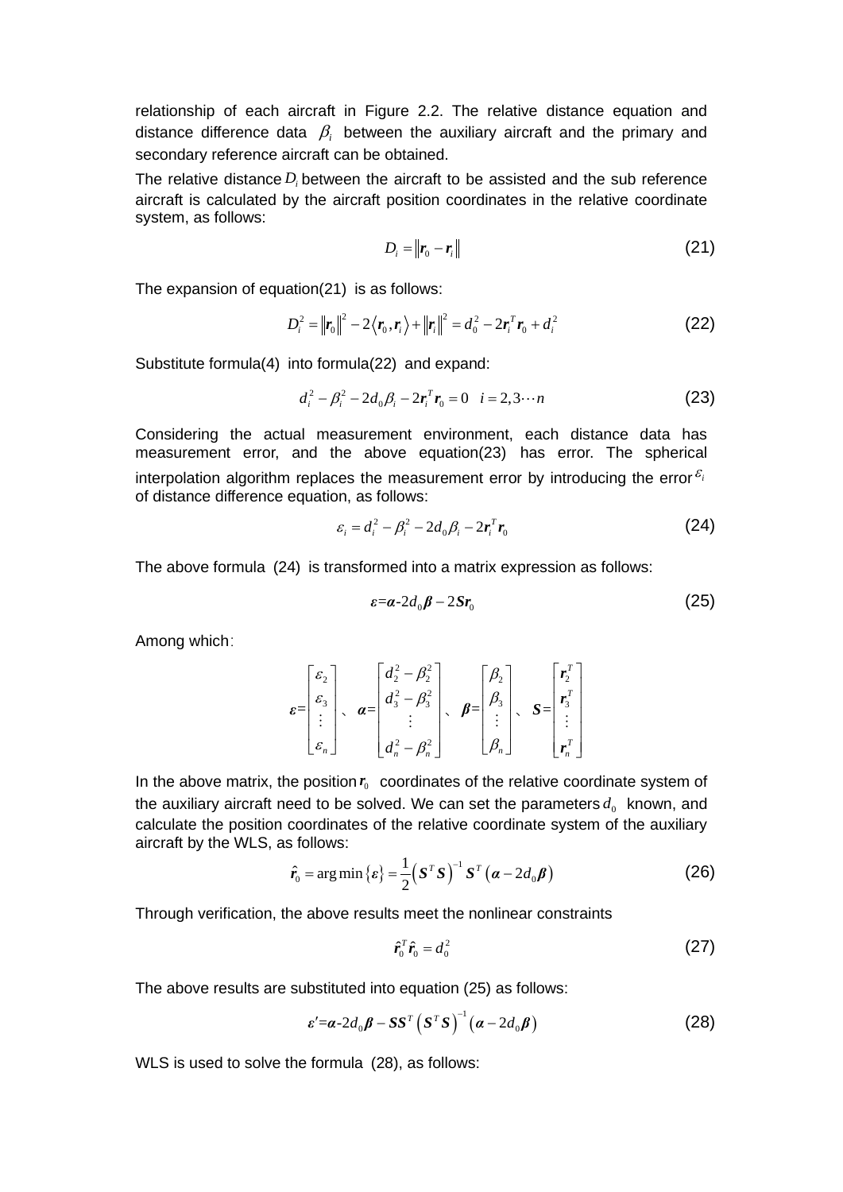relationship of each aircraft in Figure 2.2. The relative distance equation and distance difference data $\beta_i$ between the auxiliary aircraft and the primary and secondary reference aircraft can be obtained.

The relative distance $D_i$ between the aircraft to be assisted and the sub reference aircraft is calculated by the aircraft position coordinates in the relative coordinate system, as follows:

$$D_i = \left\| \boldsymbol{r}_0 - \boldsymbol{r}_i \right\| \tag{21}$$

The expansion of equation(21) is as follows:

$$D_i^2 = \left\| \boldsymbol{r}_0 \right\|^2 - 2\left\langle \boldsymbol{r}_0, \boldsymbol{r}_i \right\rangle + \left\| \boldsymbol{r}_i \right\|^2 = d_0^2 - 2\boldsymbol{r}_i^T \boldsymbol{r}_0 + d_i^2 \tag{22}$$

Substitute formula(4) into formula(22) and expand:

$$d_i^2 - \beta_i^2 - 2d_0\beta_i - 2\boldsymbol{r}_i^T \boldsymbol{r}_0 = 0 \quad i = 2,3\cdots n \tag{23}$$

Considering the actual measurement environment, each distance data has measurement error, and the above equation(23) has error. The spherical interpolation algorithm replaces the measurement error by introducing the error $\varepsilon_i$ of distance difference equation, as follows:

$$\varepsilon_i = d_i^2 - \beta_i^2 - 2d_0\beta_i - 2\boldsymbol{r}_i^T \boldsymbol{r}_0 \tag{24}$$

The above formula (24) is transformed into a matrix expression as follows:

$$\boldsymbol{\varepsilon} = \boldsymbol{\alpha} - 2d_0\boldsymbol{\beta} - 2\boldsymbol{S}\boldsymbol{r}_0 \tag{25}$$

Among which:

$$\boldsymbol{\varepsilon} = \begin{bmatrix} \varepsilon_2 \\ \varepsilon_3 \\ \vdots \\ \varepsilon_n \end{bmatrix}、\ \boldsymbol{\alpha} = \begin{bmatrix} d_2^2 - \beta_2^2 \\ d_3^2 - \beta_3^2 \\ \vdots \\ d_n^2 - \beta_n^2 \end{bmatrix}、\ \boldsymbol{\beta} = \begin{bmatrix} \beta_2 \\ \beta_3 \\ \vdots \\ \beta_n \end{bmatrix}、\ \boldsymbol{S} = \begin{bmatrix} \boldsymbol{r}_2^T \\ \boldsymbol{r}_3^T \\ \vdots \\ \boldsymbol{r}_n^T \end{bmatrix}$$

In the above matrix, the position $\boldsymbol{r}_0$ coordinates of the relative coordinate system of the auxiliary aircraft need to be solved. We can set the parameters $d_0$ known, and calculate the position coordinates of the relative coordinate system of the auxiliary aircraft by the WLS, as follows:

$$\hat{\boldsymbol{r}}_0 = \arg\min\{\boldsymbol{\varepsilon}\} = \frac{1}{2}\left(\boldsymbol{S}^T\boldsymbol{S}\right)^{-1}\boldsymbol{S}^T\left(\boldsymbol{\alpha} - 2d_0\boldsymbol{\beta}\right) \tag{26}$$

Through verification, the above results meet the nonlinear constraints

$$\hat{\boldsymbol{r}}_0^T \hat{\boldsymbol{r}}_0 = d_0^2 \tag{27}$$

The above results are substituted into equation (25) as follows:

$$\boldsymbol{\varepsilon}' = \boldsymbol{\alpha} - 2d_0\boldsymbol{\beta} - \boldsymbol{S}\boldsymbol{S}^T\left(\boldsymbol{S}^T\boldsymbol{S}\right)^{-1}\left(\boldsymbol{\alpha} - 2d_0\boldsymbol{\beta}\right) \tag{28}$$

WLS is used to solve the formula (28), as follows: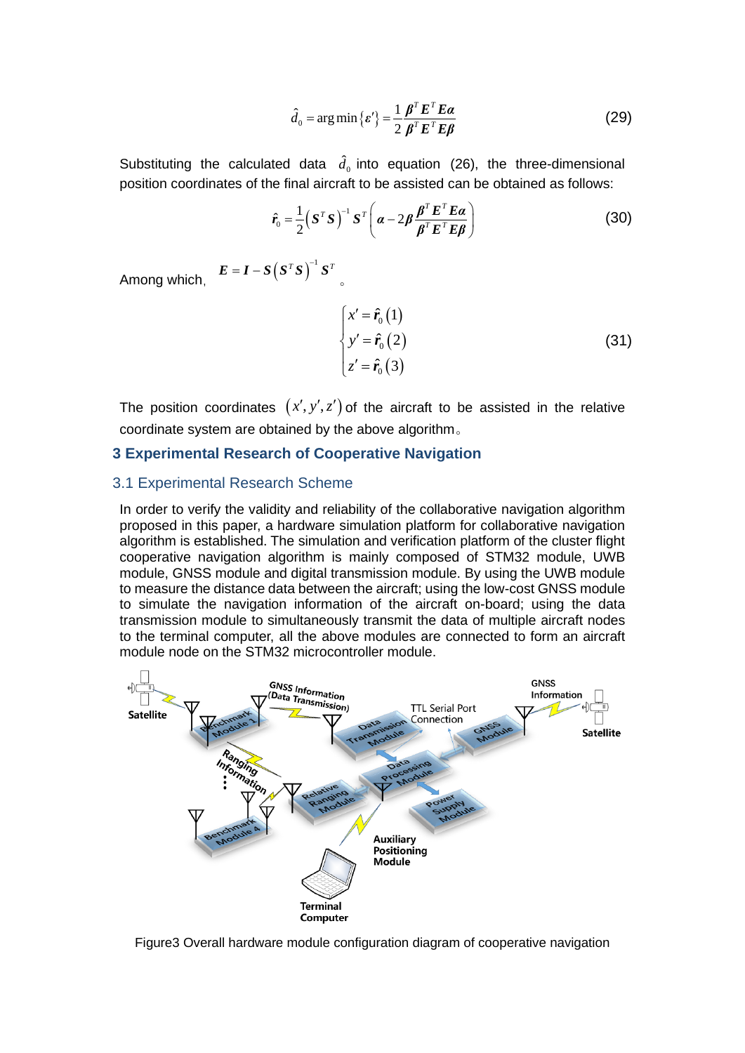$$\hat{d}_0 = \arg\min\{\varepsilon'\} = \frac{1}{2}\frac{\boldsymbol{\beta}^T \boldsymbol{E}^T \boldsymbol{E}\boldsymbol{\alpha}}{\boldsymbol{\beta}^T \boldsymbol{E}^T \boldsymbol{E}\boldsymbol{\beta}} \tag{29}$$

Substituting the calculated data $\hat{d}_0$ into equation (26), the three-dimensional position coordinates of the final aircraft to be assisted can be obtained as follows:

$$\hat{\boldsymbol{r}}_0 = \frac{1}{2}\left(\boldsymbol{S}^T \boldsymbol{S}\right)^{-1} \boldsymbol{S}^T \left(\boldsymbol{\alpha} - 2\boldsymbol{\beta}\frac{\boldsymbol{\beta}^T \boldsymbol{E}^T \boldsymbol{E}\boldsymbol{\alpha}}{\boldsymbol{\beta}^T \boldsymbol{E}^T \boldsymbol{E}\boldsymbol{\beta}}\right) \tag{30}$$

Among which, $\boldsymbol{E} = \boldsymbol{I} - \boldsymbol{S}\left(\boldsymbol{S}^T \boldsymbol{S}\right)^{-1} \boldsymbol{S}^T$ 。

$$\begin{cases} x' = \hat{\boldsymbol{r}}_0(1) \\ y' = \hat{\boldsymbol{r}}_0(2) \\ z' = \hat{\boldsymbol{r}}_0(3) \end{cases} \tag{31}$$

The position coordinates $(x', y', z')$ of the aircraft to be assisted in the relative coordinate system are obtained by the above algorithm。

## 3 Experimental Research of Cooperative Navigation

### 3.1 Experimental Research Scheme

In order to verify the validity and reliability of the collaborative navigation algorithm proposed in this paper, a hardware simulation platform for collaborative navigation algorithm is established. The simulation and verification platform of the cluster flight cooperative navigation algorithm is mainly composed of STM32 module, UWB module, GNSS module and digital transmission module. By using the UWB module to measure the distance data between the aircraft; using the low-cost GNSS module to simulate the navigation information of the aircraft on-board; using the data transmission module to simultaneously transmit the data of multiple aircraft nodes to the terminal computer, all the above modules are connected to form an aircraft module node on the STM32 microcontroller module.

Satellite
GNSS Information (Data Transmission)
Benchmark Module 1
Data Transmission Module
TTL Serial Port Connection
GNSS Module
GNSS Information
Satellite
Ranging Information
Data Processing Module
Relative Ranging Module
Power Supply Module
Benchmark Module 4
Auxiliary Positioning Module
Terminal Computer

Figure3 Overall hardware module configuration diagram of cooperative navigation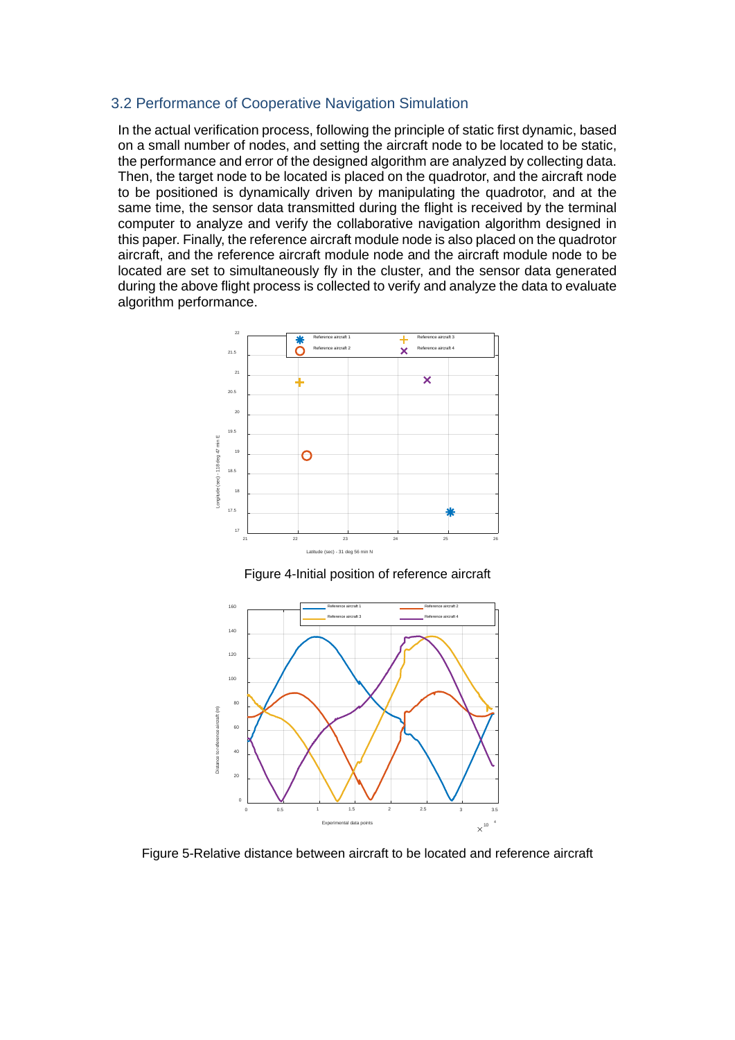## 3.2 Performance of Cooperative Navigation Simulation

In the actual verification process, following the principle of static first dynamic, based on a small number of nodes, and setting the aircraft node to be located to be static, the performance and error of the designed algorithm are analyzed by collecting data. Then, the target node to be located is placed on the quadrotor, and the aircraft node to be positioned is dynamically driven by manipulating the quadrotor, and at the same time, the sensor data transmitted during the flight is received by the terminal computer to analyze and verify the collaborative navigation algorithm designed in this paper. Finally, the reference aircraft module node is also placed on the quadrotor aircraft, and the reference aircraft module node and the aircraft module node to be located are set to simultaneously fly in the cluster, and the sensor data generated during the above flight process is collected to verify and analyze the data to evaluate algorithm performance.

Reference aircraft 1
Reference aircraft 2
Reference aircraft 3
Reference aircraft 4

Longitude (sec) - 118 deg 47 min E

22
21.5
21
20.5
20
19.5
19
18.5
18
17.5
17

21
22
23
24
25
26

Latitude (sec) - 31 deg 56 min N

Figure 4-Initial position of reference aircraft

Reference aircraft 1
Reference aircraft 2
Reference aircraft 3
Reference aircraft 4

Distance to reference aircraft (m)

160
140
120
100
80
60
40
20
0

0
0.5
1
1.5
2
2.5
3
3.5

Experimental data points

$\times 10^4$

Figure 5-Relative distance between aircraft to be located and reference aircraft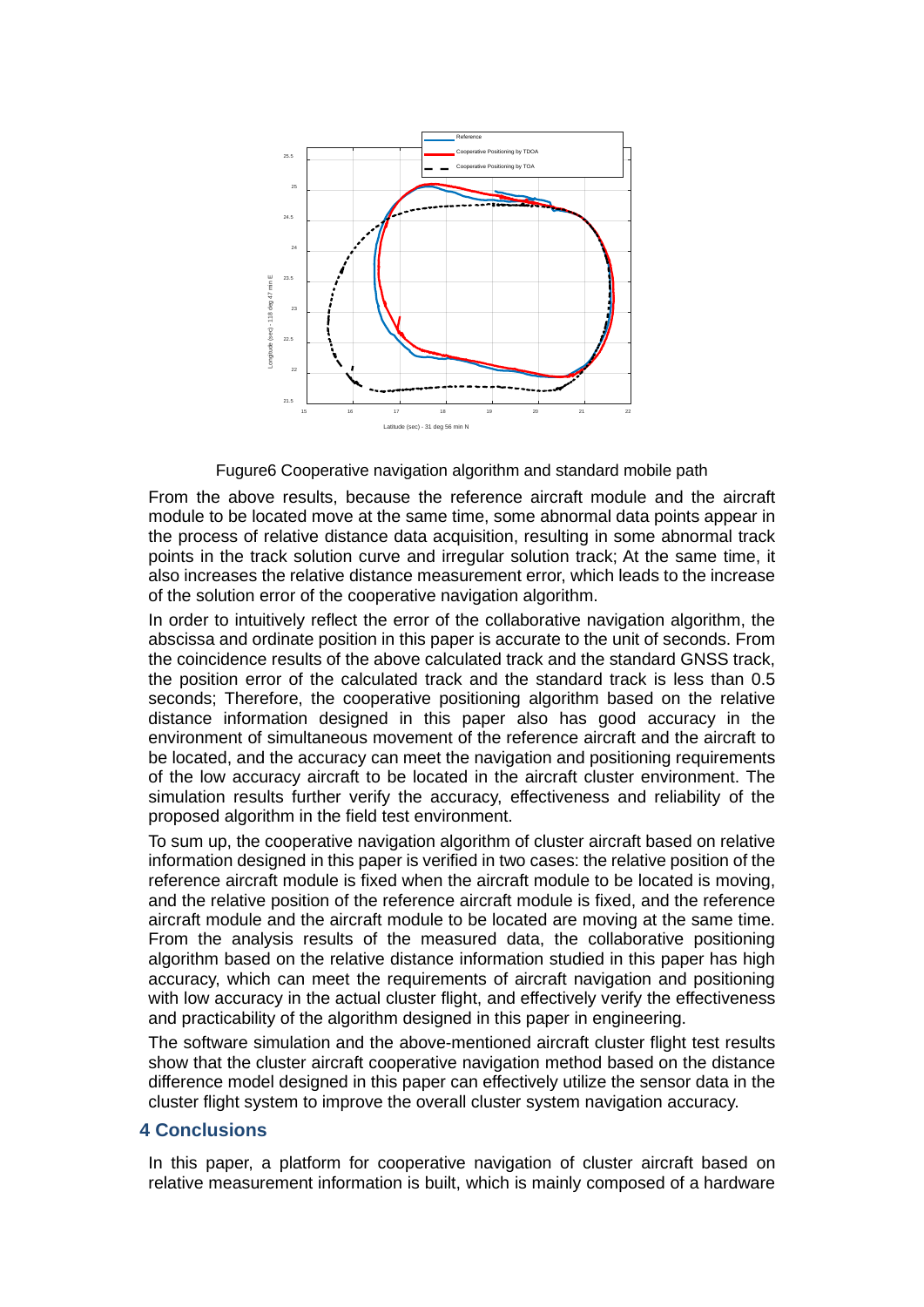Fugure6 Cooperative navigation algorithm and standard mobile path

From the above results, because the reference aircraft module and the aircraft module to be located move at the same time, some abnormal data points appear in the process of relative distance data acquisition, resulting in some abnormal track points in the track solution curve and irregular solution track; At the same time, it also increases the relative distance measurement error, which leads to the increase of the solution error of the cooperative navigation algorithm.

In order to intuitively reflect the error of the collaborative navigation algorithm, the abscissa and ordinate position in this paper is accurate to the unit of seconds. From the coincidence results of the above calculated track and the standard GNSS track, the position error of the calculated track and the standard track is less than 0.5 seconds; Therefore, the cooperative positioning algorithm based on the relative distance information designed in this paper also has good accuracy in the environment of simultaneous movement of the reference aircraft and the aircraft to be located, and the accuracy can meet the navigation and positioning requirements of the low accuracy aircraft to be located in the aircraft cluster environment. The simulation results further verify the accuracy, effectiveness and reliability of the proposed algorithm in the field test environment.

To sum up, the cooperative navigation algorithm of cluster aircraft based on relative information designed in this paper is verified in two cases: the relative position of the reference aircraft module is fixed when the aircraft module to be located is moving, and the relative position of the reference aircraft module is fixed, and the reference aircraft module and the aircraft module to be located are moving at the same time. From the analysis results of the measured data, the collaborative positioning algorithm based on the relative distance information studied in this paper has high accuracy, which can meet the requirements of aircraft navigation and positioning with low accuracy in the actual cluster flight, and effectively verify the effectiveness and practicability of the algorithm designed in this paper in engineering.

The software simulation and the above-mentioned aircraft cluster flight test results show that the cluster aircraft cooperative navigation method based on the distance difference model designed in this paper can effectively utilize the sensor data in the cluster flight system to improve the overall cluster system navigation accuracy.

## 4 Conclusions

In this paper, a platform for cooperative navigation of cluster aircraft based on relative measurement information is built, which is mainly composed of a hardware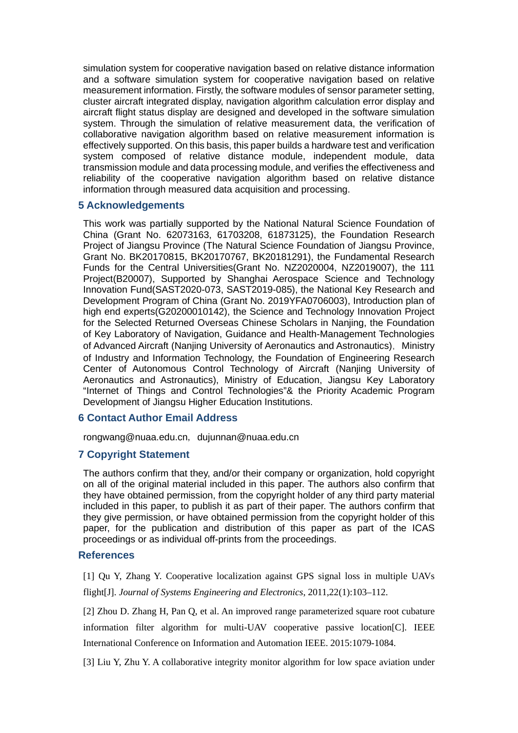simulation system for cooperative navigation based on relative distance information and a software simulation system for cooperative navigation based on relative measurement information. Firstly, the software modules of sensor parameter setting, cluster aircraft integrated display, navigation algorithm calculation error display and aircraft flight status display are designed and developed in the software simulation system. Through the simulation of relative measurement data, the verification of collaborative navigation algorithm based on relative measurement information is effectively supported. On this basis, this paper builds a hardware test and verification system composed of relative distance module, independent module, data transmission module and data processing module, and verifies the effectiveness and reliability of the cooperative navigation algorithm based on relative distance information through measured data acquisition and processing.

## 5 Acknowledgements

This work was partially supported by the National Natural Science Foundation of China (Grant No. 62073163, 61703208, 61873125), the Foundation Research Project of Jiangsu Province (The Natural Science Foundation of Jiangsu Province, Grant No. BK20170815, BK20170767, BK20181291), the Fundamental Research Funds for the Central Universities(Grant No. NZ2020004, NZ2019007), the 111 Project(B20007), Supported by Shanghai Aerospace Science and Technology Innovation Fund(SAST2020-073, SAST2019-085), the National Key Research and Development Program of China (Grant No. 2019YFA0706003), Introduction plan of high end experts(G20200010142), the Science and Technology Innovation Project for the Selected Returned Overseas Chinese Scholars in Nanjing, the Foundation of Key Laboratory of Navigation, Guidance and Health-Management Technologies of Advanced Aircraft (Nanjing University of Aeronautics and Astronautics)，Ministry of Industry and Information Technology, the Foundation of Engineering Research Center of Autonomous Control Technology of Aircraft (Nanjing University of Aeronautics and Astronautics), Ministry of Education, Jiangsu Key Laboratory "Internet of Things and Control Technologies"& the Priority Academic Program Development of Jiangsu Higher Education Institutions.

## 6 Contact Author Email Address

rongwang@nuaa.edu.cn，dujunnan@nuaa.edu.cn

## 7 Copyright Statement

The authors confirm that they, and/or their company or organization, hold copyright on all of the original material included in this paper. The authors also confirm that they have obtained permission, from the copyright holder of any third party material included in this paper, to publish it as part of their paper. The authors confirm that they give permission, or have obtained permission from the copyright holder of this paper, for the publication and distribution of this paper as part of the ICAS proceedings or as individual off-prints from the proceedings.

## References

[1] Qu Y, Zhang Y. Cooperative localization against GPS signal loss in multiple UAVs flight[J]. *Journal of Systems Engineering and Electronics*, 2011,22(1):103–112.

[2] Zhou D. Zhang H, Pan Q, et al. An improved range parameterized square root cubature information filter algorithm for multi-UAV cooperative passive location[C]. IEEE International Conference on Information and Automation IEEE. 2015:1079-1084.

[3] Liu Y, Zhu Y. A collaborative integrity monitor algorithm for low space aviation under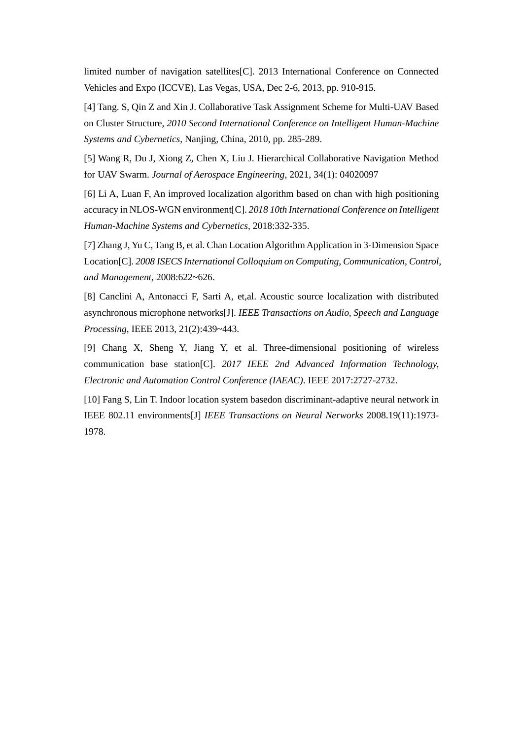limited number of navigation satellites[C]. 2013 International Conference on Connected Vehicles and Expo (ICCVE), Las Vegas, USA, Dec 2-6, 2013, pp. 910-915.

[4] Tang. S, Qin Z and Xin J. Collaborative Task Assignment Scheme for Multi-UAV Based on Cluster Structure, *2010 Second International Conference on Intelligent Human-Machine Systems and Cybernetics*, Nanjing, China, 2010, pp. 285-289.

[5] Wang R, Du J, Xiong Z, Chen X, Liu J. Hierarchical Collaborative Navigation Method for UAV Swarm. *Journal of Aerospace Engineering*, 2021, 34(1): 04020097

[6] Li A, Luan F, An improved localization algorithm based on chan with high positioning accuracy in NLOS-WGN environment[C]. *2018 10th International Conference on Intelligent Human-Machine Systems and Cybernetics*, 2018:332-335.

[7] Zhang J, Yu C, Tang B, et al. Chan Location Algorithm Application in 3-Dimension Space Location[C]. *2008 ISECS International Colloquium on Computing, Communication, Control, and Management*, 2008:622~626.

[8] Canclini A, Antonacci F, Sarti A, et,al. Acoustic source localization with distributed asynchronous microphone networks[J]. *IEEE Transactions on Audio, Speech and Language Processing*, IEEE 2013, 21(2):439~443.

[9] Chang X, Sheng Y, Jiang Y, et al. Three-dimensional positioning of wireless communication base station[C]. *2017 IEEE 2nd Advanced Information Technology, Electronic and Automation Control Conference (IAEAC)*. IEEE 2017:2727-2732.

[10] Fang S, Lin T. Indoor location system basedon discriminant-adaptive neural network in IEEE 802.11 environments[J] *IEEE Transactions on Neural Nerworks* 2008.19(11):1973-1978.